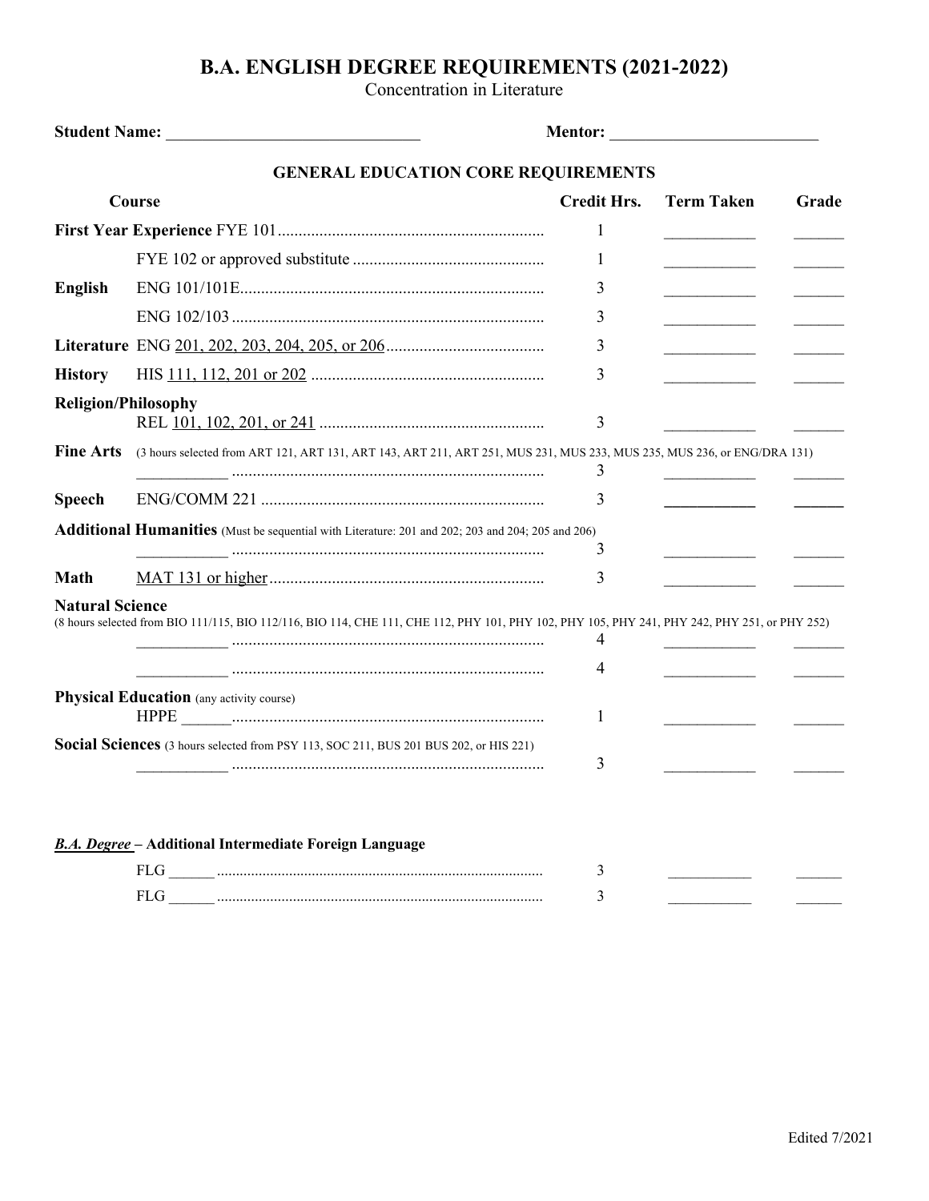# B.A. ENGLISH DEGREE REQUIREMENTS (2021-2022)

Concentration in Literature

**Student Name:** ______________________________ **Mentor:** _________________________

## GENERAL EDUCATION CORE REQUIREMENTS

| Course | | Credit Hrs. | Term Taken | Grade |
|---|---|---|---|---|
| **First Year Experience** | FYE 101 | 1 | ___________ | ______ |
| | FYE 102 or approved substitute | 1 | ___________ | ______ |
| **English** | ENG 101/101E | 3 | ___________ | ______ |
| | ENG 102/103 | 3 | ___________ | ______ |
| **Literature** | ENG 201, 202, 203, 204, 205, or 206 | 3 | ___________ | ______ |
| **History** | HIS 111, 112, 201 or 202 | 3 | ___________ | ______ |
| **Religion/Philosophy** | REL 101, 102, 201, or 241 | 3 | ___________ | ______ |
| **Fine Arts** (3 hours selected from ART 121, ART 131, ART 143, ART 211, ART 251, MUS 231, MUS 233, MUS 235, MUS 236, or ENG/DRA 131) | ___________ | 3 | ___________ | ______ |
| **Speech** | ENG/COMM 221 | 3 | ___________ | ______ |
| **Additional Humanities** (Must be sequential with Literature: 201 and 202; 203 and 204; 205 and 206) | ___________ | 3 | ___________ | ______ |
| **Math** | MAT 131 or higher | 3 | ___________ | ______ |
| **Natural Science** (8 hours selected from BIO 111/115, BIO 112/116, BIO 114, CHE 111, CHE 112, PHY 101, PHY 102, PHY 105, PHY 241, PHY 242, PHY 251, or PHY 252) | ___________ | 4 | ___________ | ______ |
| | ___________ | 4 | ___________ | ______ |
| **Physical Education** (any activity course) | HPPE ______ | 1 | ___________ | ______ |
| **Social Sciences** (3 hours selected from PSY 113, SOC 211, BUS 201 BUS 202, or HIS 221) | ___________ | 3 | ___________ | ______ |

***B.A. Degree*** **– Additional Intermediate Foreign Language**

| Course | Credit Hrs. | Term Taken | Grade |
|---|---|---|---|
| FLG ______ | 3 | ___________ | ______ |
| FLG ______ | 3 | ___________ | ______ |

Edited 7/2021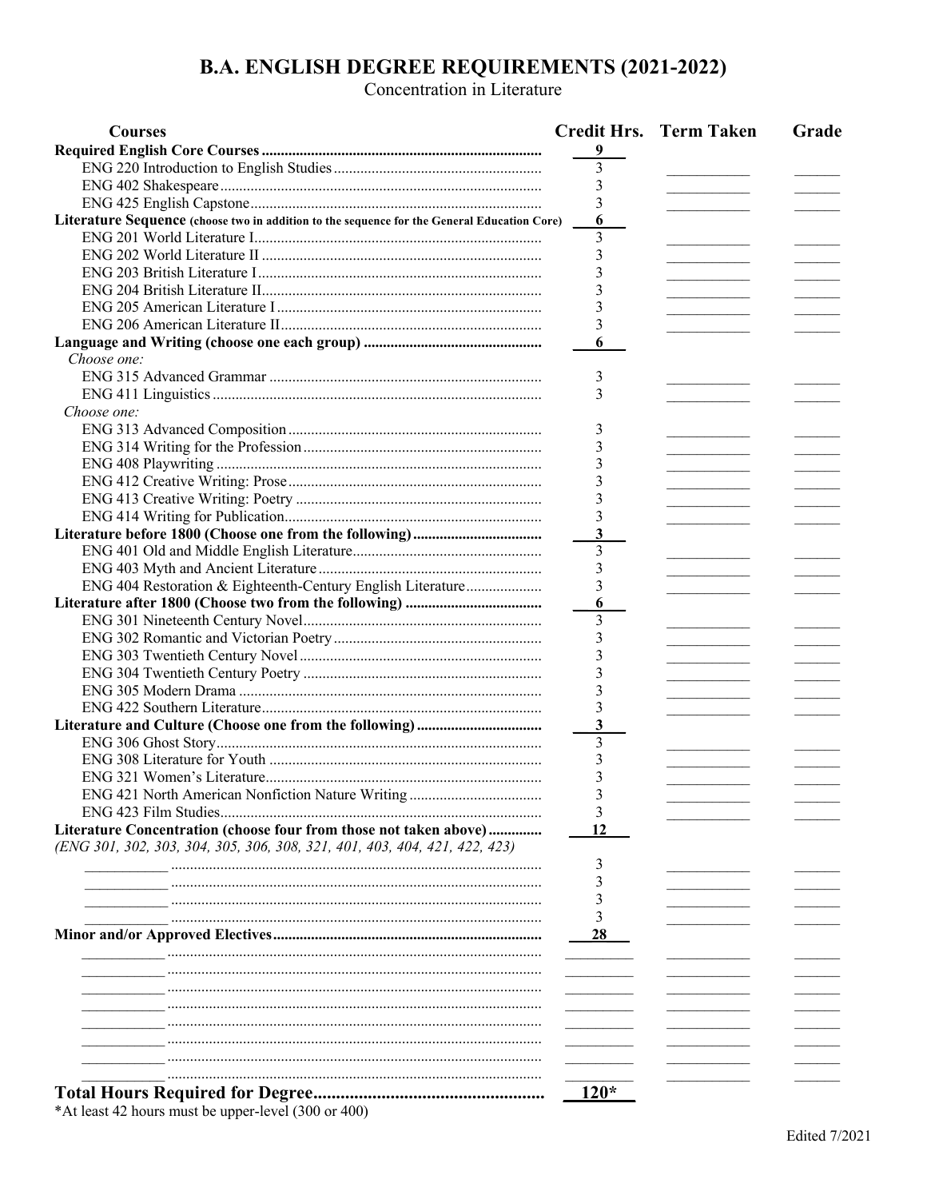# B.A. ENGLISH DEGREE REQUIREMENTS (2021-2022)

Concentration in Literature

| Courses | Credit Hrs. | Term Taken | Grade |
|---|---|---|---|
| **Required English Core Courses** | **9** | | |
| ENG 220 Introduction to English Studies | 3 | | |
| ENG 402 Shakespeare | 3 | | |
| ENG 425 English Capstone | 3 | | |
| **Literature Sequence (choose two in addition to the sequence for the General Education Core)** | **6** | | |
| ENG 201 World Literature I | 3 | | |
| ENG 202 World Literature II | 3 | | |
| ENG 203 British Literature I | 3 | | |
| ENG 204 British Literature II | 3 | | |
| ENG 205 American Literature I | 3 | | |
| ENG 206 American Literature II | 3 | | |
| **Language and Writing (choose one each group)** | **6** | | |
| *Choose one:* | | | |
| ENG 315 Advanced Grammar | 3 | | |
| ENG 411 Linguistics | 3 | | |
| *Choose one:* | | | |
| ENG 313 Advanced Composition | 3 | | |
| ENG 314 Writing for the Profession | 3 | | |
| ENG 408 Playwriting | 3 | | |
| ENG 412 Creative Writing: Prose | 3 | | |
| ENG 413 Creative Writing: Poetry | 3 | | |
| ENG 414 Writing for Publication | 3 | | |
| **Literature before 1800 (Choose one from the following)** | **3** | | |
| ENG 401 Old and Middle English Literature | 3 | | |
| ENG 403 Myth and Ancient Literature | 3 | | |
| ENG 404 Restoration & Eighteenth-Century English Literature | 3 | | |
| **Literature after 1800 (Choose two from the following)** | **6** | | |
| ENG 301 Nineteenth Century Novel | 3 | | |
| ENG 302 Romantic and Victorian Poetry | 3 | | |
| ENG 303 Twentieth Century Novel | 3 | | |
| ENG 304 Twentieth Century Poetry | 3 | | |
| ENG 305 Modern Drama | 3 | | |
| ENG 422 Southern Literature | 3 | | |
| **Literature and Culture (Choose one from the following)** | **3** | | |
| ENG 306 Ghost Story | 3 | | |
| ENG 308 Literature for Youth | 3 | | |
| ENG 321 Women's Literature | 3 | | |
| ENG 421 North American Nonfiction Nature Writing | 3 | | |
| ENG 423 Film Studies | 3 | | |
| **Literature Concentration (choose four from those not taken above)** *(ENG 301, 302, 303, 304, 305, 306, 308, 321, 401, 403, 404, 421, 422, 423)* | **12** | | |
| ___________ | 3 | | |
| ___________ | 3 | | |
| ___________ | 3 | | |
| ___________ | 3 | | |
| **Minor and/or Approved Electives** | **28** | | |
| ___________ | | | |
| ___________ | | | |
| ___________ | | | |
| ___________ | | | |
| ___________ | | | |
| ___________ | | | |
| ___________ | | | |
| ___________ | | | |
| **Total Hours Required for Degree** | **120*** | | |

*At least 42 hours must be upper-level (300 or 400)

Edited 7/2021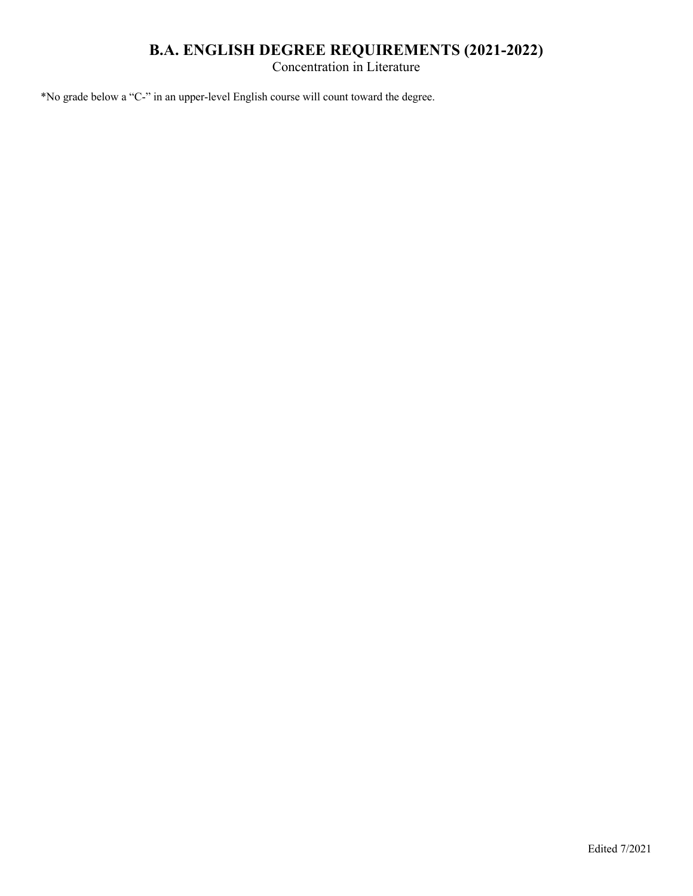# B.A. ENGLISH DEGREE REQUIREMENTS (2021-2022)

Concentration in Literature

*No grade below a "C-" in an upper-level English course will count toward the degree.

Edited 7/2021